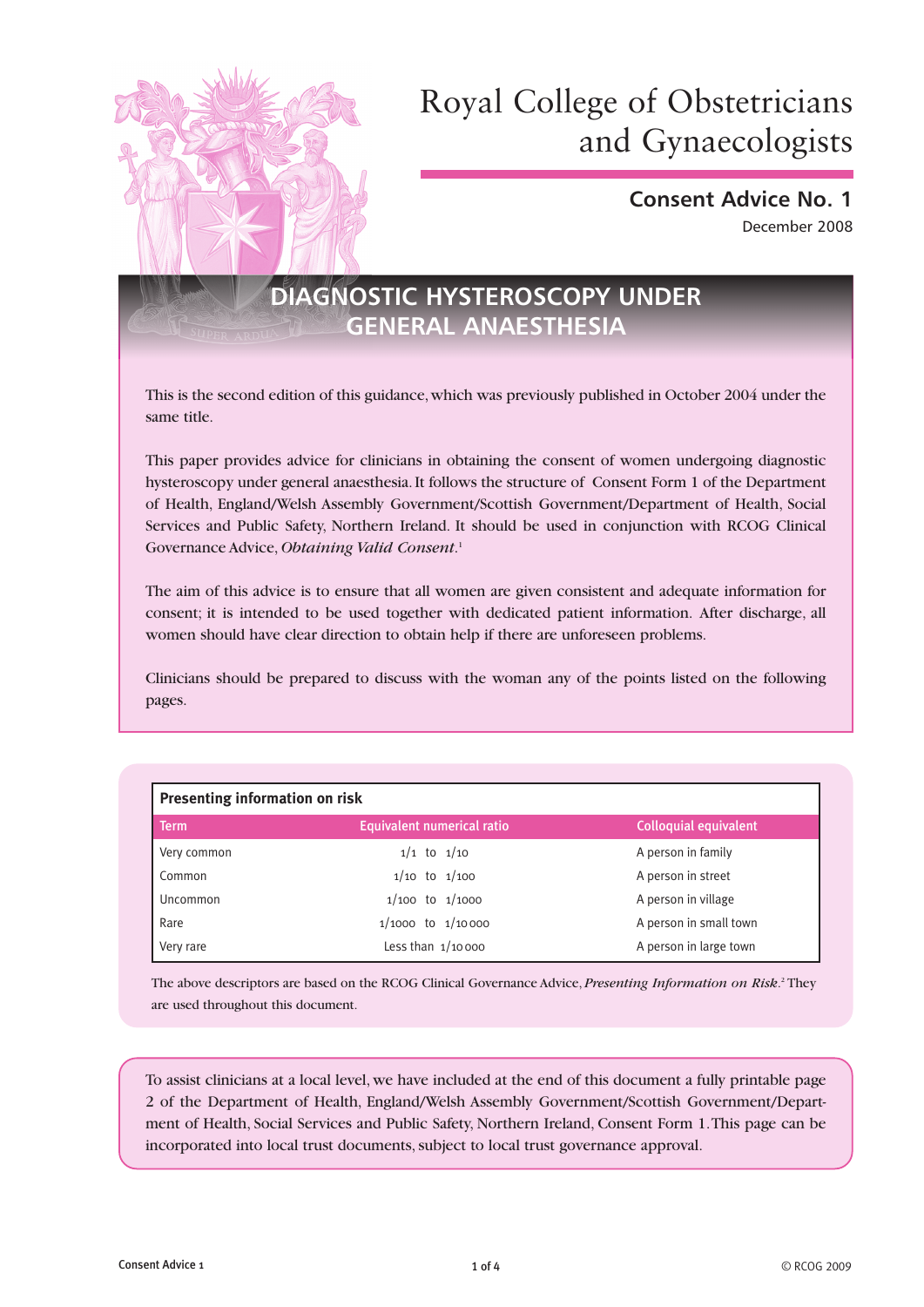# Royal College of Obstetricians and Gynaecologists

## Consent Advice No. 1

December 2008

# DIAGNOSTIC HYSTEROSCOPY UNDER GENERAL ANAESTHESIA

This is the second edition of this guidance, which was previously published in October 2004 under the same title.

This paper provides advice for clinicians in obtaining the consent of women undergoing diagnostic hysteroscopy under general anaesthesia. It follows the structure of Consent Form 1 of the Department of Health, England/Welsh Assembly Government/Scottish Government/Department of Health, Social Services and Public Safety, Northern Ireland. It should be used in conjunction with RCOG Clinical Governance Advice, *Obtaining Valid Consent*.[1]

The aim of this advice is to ensure that all women are given consistent and adequate information for consent; it is intended to be used together with dedicated patient information. After discharge, all women should have clear direction to obtain help if there are unforeseen problems.

Clinicians should be prepared to discuss with the woman any of the points listed on the following pages.

**Presenting information on risk**

| Term | Equivalent numerical ratio | Colloquial equivalent |
|---|---|---|
| Very common | 1/1 to 1/10 | A person in family |
| Common | 1/10 to 1/100 | A person in street |
| Uncommon | 1/100 to 1/1000 | A person in village |
| Rare | 1/1000 to 1/10 000 | A person in small town |
| Very rare | Less than 1/10 000 | A person in large town |

The above descriptors are based on the RCOG Clinical Governance Advice, *Presenting Information on Risk*.[2] They are used throughout this document.

To assist clinicians at a local level, we have included at the end of this document a fully printable page 2 of the Department of Health, England/Welsh Assembly Government/Scottish Government/Department of Health, Social Services and Public Safety, Northern Ireland, Consent Form 1. This page can be incorporated into local trust documents, subject to local trust governance approval.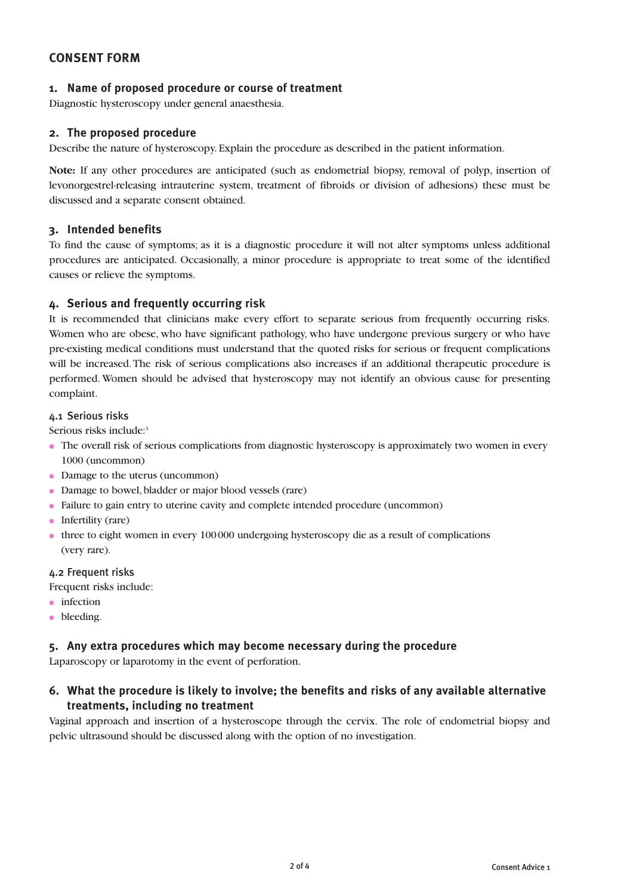## CONSENT FORM

### 1. Name of proposed procedure or course of treatment

Diagnostic hysteroscopy under general anaesthesia.

### 2. The proposed procedure

Describe the nature of hysteroscopy. Explain the procedure as described in the patient information.

**Note:** If any other procedures are anticipated (such as endometrial biopsy, removal of polyp, insertion of levonorgestrel-releasing intrauterine system, treatment of fibroids or division of adhesions) these must be discussed and a separate consent obtained.

### 3. Intended benefits

To find the cause of symptoms; as it is a diagnostic procedure it will not alter symptoms unless additional procedures are anticipated. Occasionally, a minor procedure is appropriate to treat some of the identified causes or relieve the symptoms.

### 4. Serious and frequently occurring risk

It is recommended that clinicians make every effort to separate serious from frequently occurring risks. Women who are obese, who have significant pathology, who have undergone previous surgery or who have pre-existing medical conditions must understand that the quoted risks for serious or frequent complications will be increased. The risk of serious complications also increases if an additional therapeutic procedure is performed. Women should be advised that hysteroscopy may not identify an obvious cause for presenting complaint.

#### 4.1 Serious risks

Serious risks include:[3]

- The overall risk of serious complications from diagnostic hysteroscopy is approximately two women in every 1000 (uncommon)
- Damage to the uterus (uncommon)
- Damage to bowel, bladder or major blood vessels (rare)
- Failure to gain entry to uterine cavity and complete intended procedure (uncommon)
- Infertility (rare)
- three to eight women in every 100 000 undergoing hysteroscopy die as a result of complications (very rare).

#### 4.2 Frequent risks

Frequent risks include:

- infection
- bleeding.

### 5. Any extra procedures which may become necessary during the procedure

Laparoscopy or laparotomy in the event of perforation.

### 6. What the procedure is likely to involve; the benefits and risks of any available alternative treatments, including no treatment

Vaginal approach and insertion of a hysteroscope through the cervix. The role of endometrial biopsy and pelvic ultrasound should be discussed along with the option of no investigation.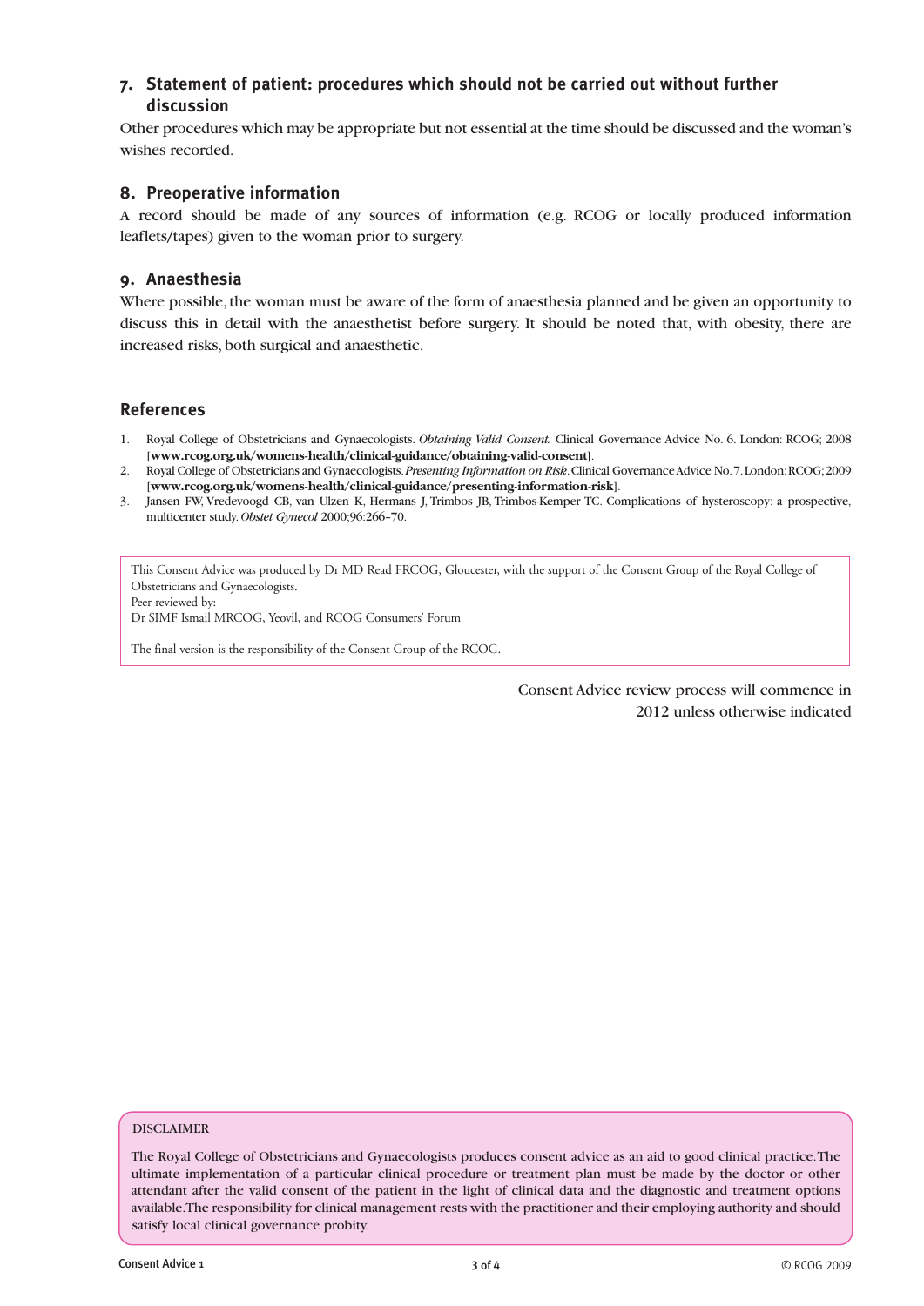## 7. Statement of patient: procedures which should not be carried out without further discussion

Other procedures which may be appropriate but not essential at the time should be discussed and the woman's wishes recorded.

## 8. Preoperative information

A record should be made of any sources of information (e.g. RCOG or locally produced information leaflets/tapes) given to the woman prior to surgery.

## 9. Anaesthesia

Where possible, the woman must be aware of the form of anaesthesia planned and be given an opportunity to discuss this in detail with the anaesthetist before surgery. It should be noted that, with obesity, there are increased risks, both surgical and anaesthetic.

## References

1. Royal College of Obstetricians and Gynaecologists. *Obtaining Valid Consent.* Clinical Governance Advice No. 6. London: RCOG; 2008 [**www.rcog.org.uk/womens-health/clinical-guidance/obtaining-valid-consent**].
2. Royal College of Obstetricians and Gynaecologists. *Presenting Information on Risk*. Clinical Governance Advice No. 7. London: RCOG; 2009 [**www.rcog.org.uk/womens-health/clinical-guidance/presenting-information-risk**].
3. Jansen FW, Vredevoogd CB, van Ulzen K, Hermans J, Trimbos JB, Trimbos-Kemper TC. Complications of hysteroscopy: a prospective, multicenter study. *Obstet Gynecol* 2000;96:266–70.

This Consent Advice was produced by Dr MD Read FRCOG, Gloucester, with the support of the Consent Group of the Royal College of Obstetricians and Gynaecologists.
Peer reviewed by:
Dr SIMF Ismail MRCOG, Yeovil, and RCOG Consumers' Forum

The final version is the responsibility of the Consent Group of the RCOG.

Consent Advice review process will commence in 2012 unless otherwise indicated

DISCLAIMER

The Royal College of Obstetricians and Gynaecologists produces consent advice as an aid to good clinical practice. The ultimate implementation of a particular clinical procedure or treatment plan must be made by the doctor or other attendant after the valid consent of the patient in the light of clinical data and the diagnostic and treatment options available. The responsibility for clinical management rests with the practitioner and their employing authority and should satisfy local clinical governance probity.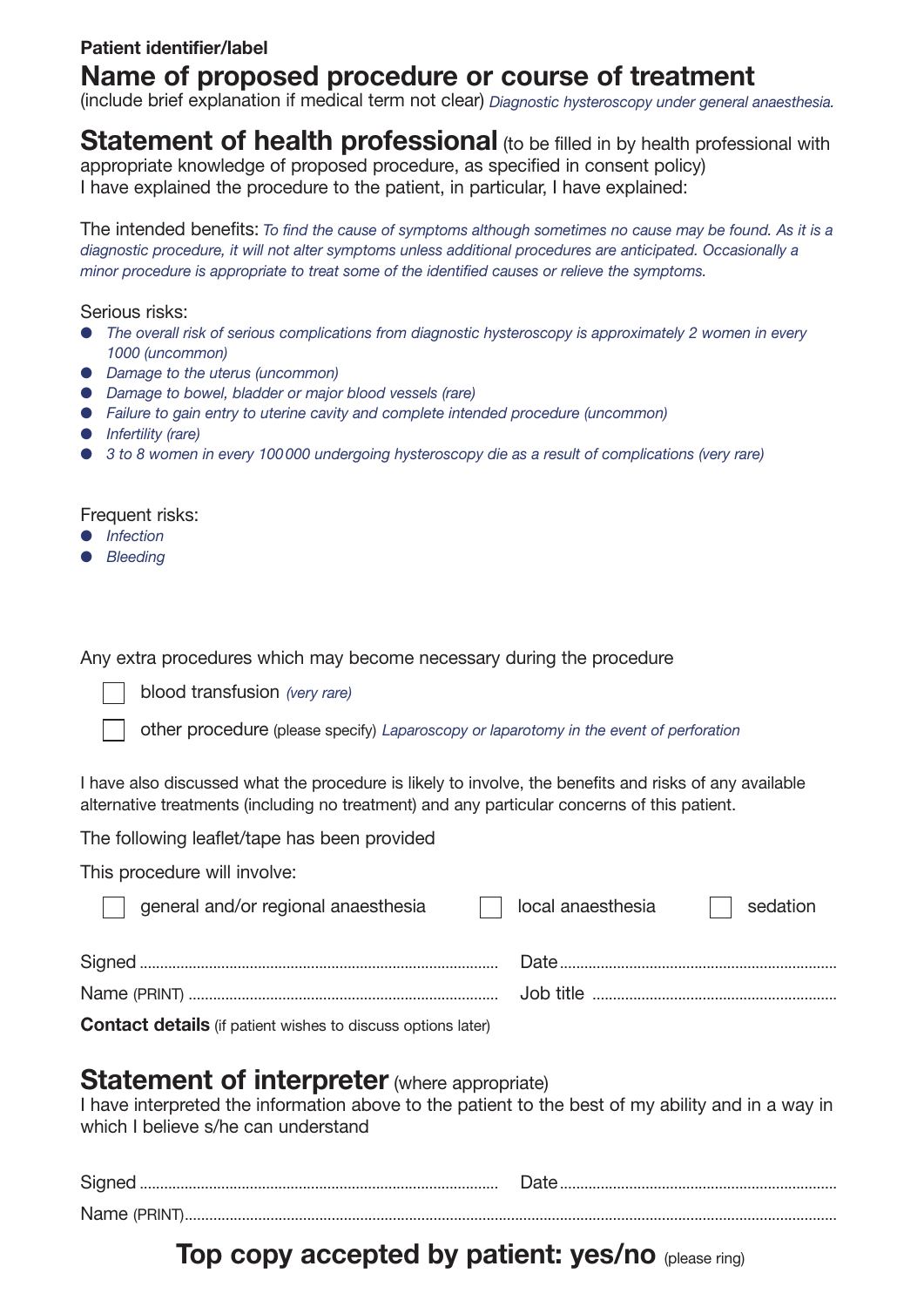**Patient identifier/label**

# Name of proposed procedure or course of treatment

(include brief explanation if medical term not clear) *Diagnostic hysteroscopy under general anaesthesia.*

## Statement of health professional

(to be filled in by health professional with appropriate knowledge of proposed procedure, as specified in consent policy)

I have explained the procedure to the patient, in particular, I have explained:

The intended benefits: *To find the cause of symptoms although sometimes no cause may be found. As it is a diagnostic procedure, it will not alter symptoms unless additional procedures are anticipated. Occasionally a minor procedure is appropriate to treat some of the identified causes or relieve the symptoms.*

Serious risks:

- *The overall risk of serious complications from diagnostic hysteroscopy is approximately 2 women in every 1000 (uncommon)*
- *Damage to the uterus (uncommon)*
- *Damage to bowel, bladder or major blood vessels (rare)*
- *Failure to gain entry to uterine cavity and complete intended procedure (uncommon)*
- *Infertility (rare)*
- *3 to 8 women in every 100 000 undergoing hysteroscopy die as a result of complications (very rare)*

Frequent risks:

- *Infection*
- *Bleeding*

Any extra procedures which may become necessary during the procedure

- ☐ blood transfusion *(very rare)*
- ☐ other procedure (please specify) *Laparoscopy or laparotomy in the event of perforation*

I have also discussed what the procedure is likely to involve, the benefits and risks of any available alternative treatments (including no treatment) and any particular concerns of this patient.

The following leaflet/tape has been provided

This procedure will involve:

☐ general and/or regional anaesthesia ☐ local anaesthesia ☐ sedation

Signed .......................................... Date ..........................................

Name (PRINT) .......................................... Job title ..........................................

**Contact details** (if patient wishes to discuss options later)

## Statement of interpreter (where appropriate)

I have interpreted the information above to the patient to the best of my ability and in a way in which I believe s/he can understand

Signed .......................................... Date ..........................................

Name (PRINT)..........................................

**Top copy accepted by patient: yes/no** (please ring)